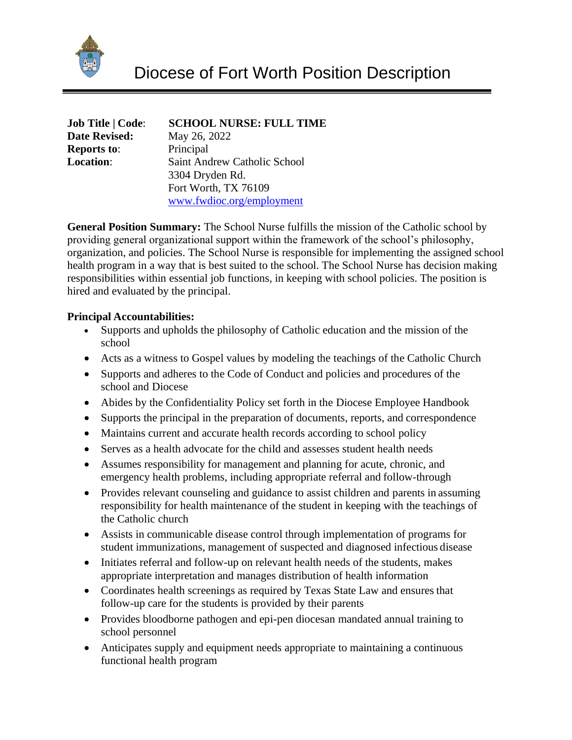# Diocese of Fort Worth Position Description

**Job Title | Code**: **SCHOOL NURSE: FULL TIME**
**Date Revised:** May 26, 2022
**Reports to**: Principal
**Location**: Saint Andrew Catholic School
3304 Dryden Rd.
Fort Worth, TX 76109
www.fwdioc.org/employment

**General Position Summary:** The School Nurse fulfills the mission of the Catholic school by providing general organizational support within the framework of the school's philosophy, organization, and policies. The School Nurse is responsible for implementing the assigned school health program in a way that is best suited to the school. The School Nurse has decision making responsibilities within essential job functions, in keeping with school policies. The position is hired and evaluated by the principal.

**Principal Accountabilities:**

- Supports and upholds the philosophy of Catholic education and the mission of the school
- Acts as a witness to Gospel values by modeling the teachings of the Catholic Church
- Supports and adheres to the Code of Conduct and policies and procedures of the school and Diocese
- Abides by the Confidentiality Policy set forth in the Diocese Employee Handbook
- Supports the principal in the preparation of documents, reports, and correspondence
- Maintains current and accurate health records according to school policy
- Serves as a health advocate for the child and assesses student health needs
- Assumes responsibility for management and planning for acute, chronic, and emergency health problems, including appropriate referral and follow-through
- Provides relevant counseling and guidance to assist children and parents in assuming responsibility for health maintenance of the student in keeping with the teachings of the Catholic church
- Assists in communicable disease control through implementation of programs for student immunizations, management of suspected and diagnosed infectious disease
- Initiates referral and follow-up on relevant health needs of the students, makes appropriate interpretation and manages distribution of health information
- Coordinates health screenings as required by Texas State Law and ensures that follow-up care for the students is provided by their parents
- Provides bloodborne pathogen and epi-pen diocesan mandated annual training to school personnel
- Anticipates supply and equipment needs appropriate to maintaining a continuous functional health program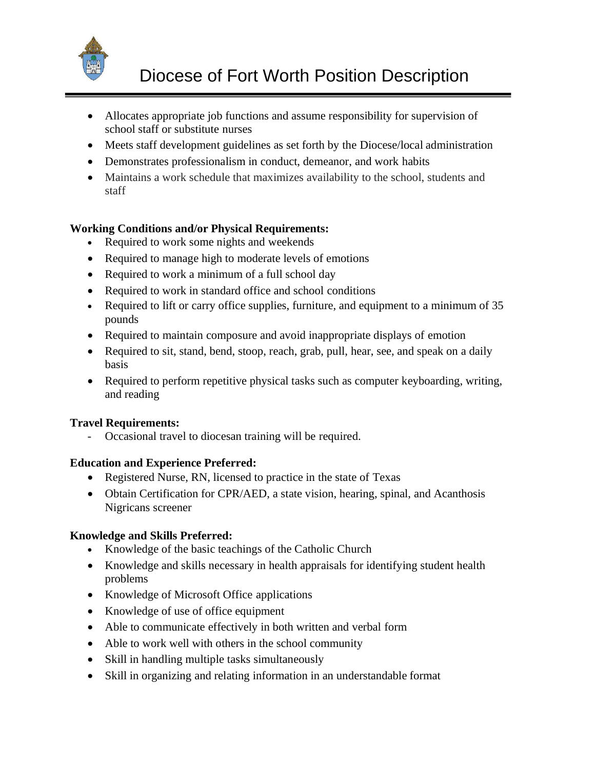- Allocates appropriate job functions and assume responsibility for supervision of school staff or substitute nurses
- Meets staff development guidelines as set forth by the Diocese/local administration
- Demonstrates professionalism in conduct, demeanor, and work habits
- Maintains a work schedule that maximizes availability to the school, students and staff

**Working Conditions and/or Physical Requirements:**

- Required to work some nights and weekends
- Required to manage high to moderate levels of emotions
- Required to work a minimum of a full school day
- Required to work in standard office and school conditions
- Required to lift or carry office supplies, furniture, and equipment to a minimum of 35 pounds
- Required to maintain composure and avoid inappropriate displays of emotion
- Required to sit, stand, bend, stoop, reach, grab, pull, hear, see, and speak on a daily basis
- Required to perform repetitive physical tasks such as computer keyboarding, writing, and reading

**Travel Requirements:**

- Occasional travel to diocesan training will be required.

**Education and Experience Preferred:**

- Registered Nurse, RN, licensed to practice in the state of Texas
- Obtain Certification for CPR/AED, a state vision, hearing, spinal, and Acanthosis Nigricans screener

**Knowledge and Skills Preferred:**

- Knowledge of the basic teachings of the Catholic Church
- Knowledge and skills necessary in health appraisals for identifying student health problems
- Knowledge of Microsoft Office applications
- Knowledge of use of office equipment
- Able to communicate effectively in both written and verbal form
- Able to work well with others in the school community
- Skill in handling multiple tasks simultaneously
- Skill in organizing and relating information in an understandable format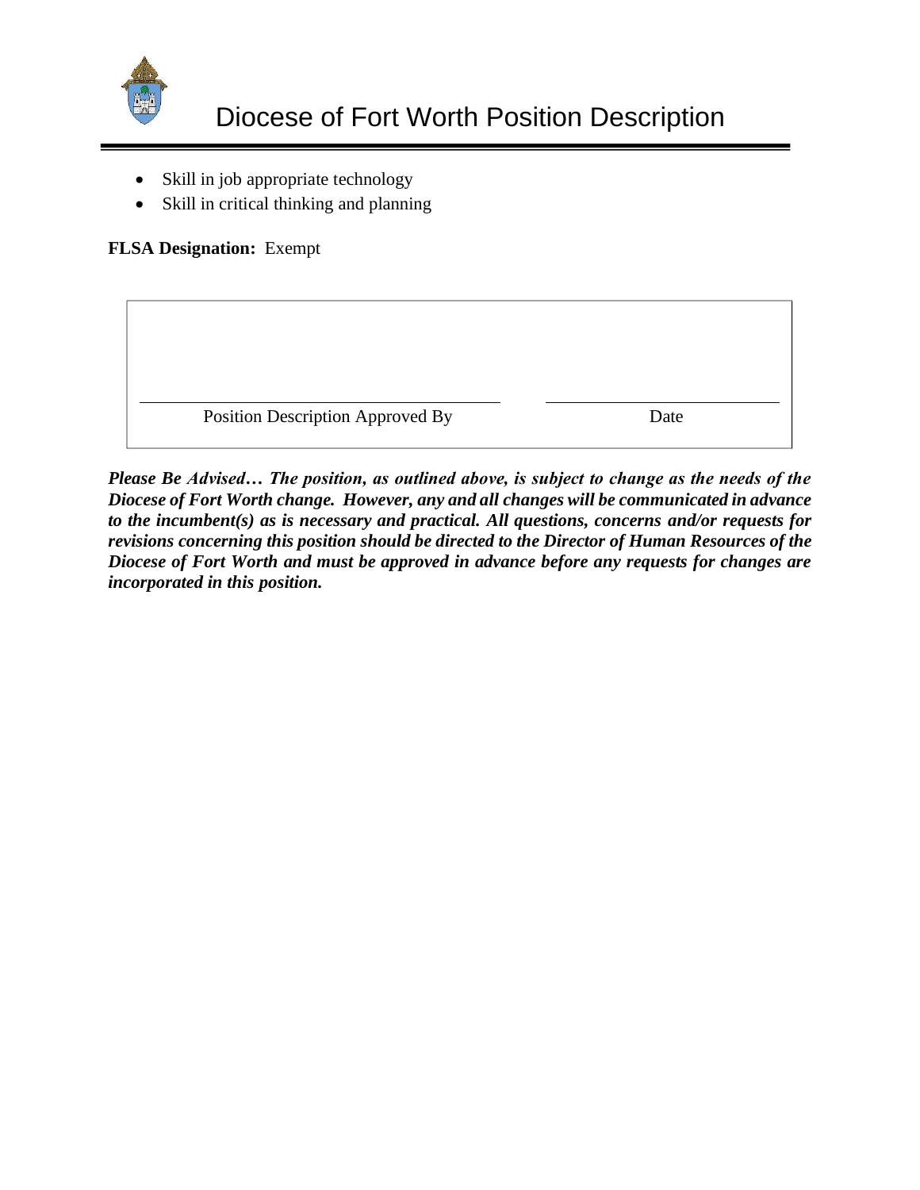- Skill in job appropriate technology
- Skill in critical thinking and planning

**FLSA Designation:** Exempt

| | |
|---|---|
| Position Description Approved By | Date |

***Please Be Advised… The position, as outlined above, is subject to change as the needs of the Diocese of Fort Worth change. However, any and all changes will be communicated in advance to the incumbent(s) as is necessary and practical. All questions, concerns and/or requests for revisions concerning this position should be directed to the Director of Human Resources of the Diocese of Fort Worth and must be approved in advance before any requests for changes are incorporated in this position.***